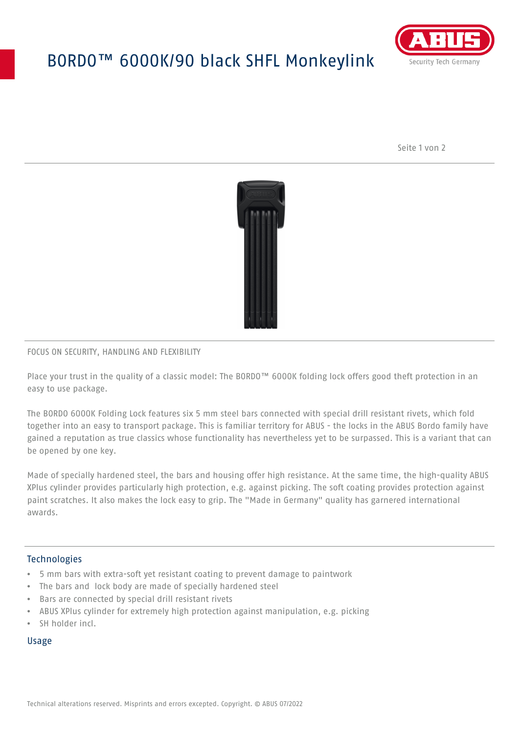# BORDO™ 6000K/90 black SHFL Monkeylink

FOCUS ON SECURITY, HANDLING AND FLEXIBILITY

Place your trust in the quality of a classic model: The BORDO™ 6000K folding lock offers good theft protection in an easy to use package.

The BORDO 6000K Folding Lock features six 5 mm steel bars connected with special drill resistant rivets, which fold together into an easy to transport package. This is familiar territory for ABUS - the locks in the ABUS Bordo family have gained a reputation as true classics whose functionality has nevertheless yet to be surpassed. This is a variant that can be opened by one key.

Made of specially hardened steel, the bars and housing offer high resistance. At the same time, the high-quality ABUS XPlus cylinder provides particularly high protection, e.g. against picking. The soft coating provides protection against paint scratches. It also makes the lock easy to grip. The "Made in Germany" quality has garnered international awards.

## Technologies

- 5 mm bars with extra-soft yet resistant coating to prevent damage to paintwork
- The bars and lock body are made of specially hardened steel
- Bars are connected by special drill resistant rivets
- ABUS XPlus cylinder for extremely high protection against manipulation, e.g. picking
- SH holder incl.

## Usage

Technical alterations reserved. Misprints and errors excepted. Copyright. © ABUS 07/2022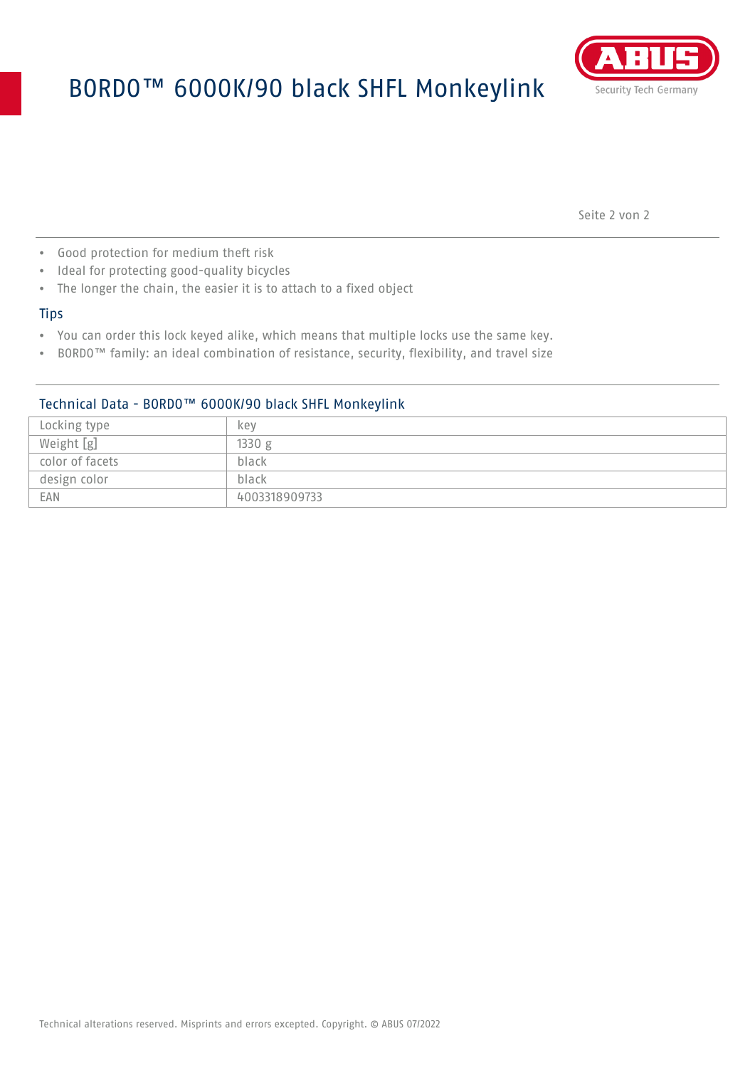- Good protection for medium theft risk
- Ideal for protecting good-quality bicycles
- The longer the chain, the easier it is to attach to a fixed object

## Tips

- You can order this lock keyed alike, which means that multiple locks use the same key.
- BORDO™ family: an ideal combination of resistance, security, flexibility, and travel size

## Technical Data - BORDO™ 6000K/90 black SHFL Monkeylink

| | |
|---|---|
| Locking type | key |
| Weight [g] | 1330 g |
| color of facets | black |
| design color | black |
| EAN | 4003318909733 |

Technical alterations reserved. Misprints and errors excepted. Copyright. © ABUS 07/2022